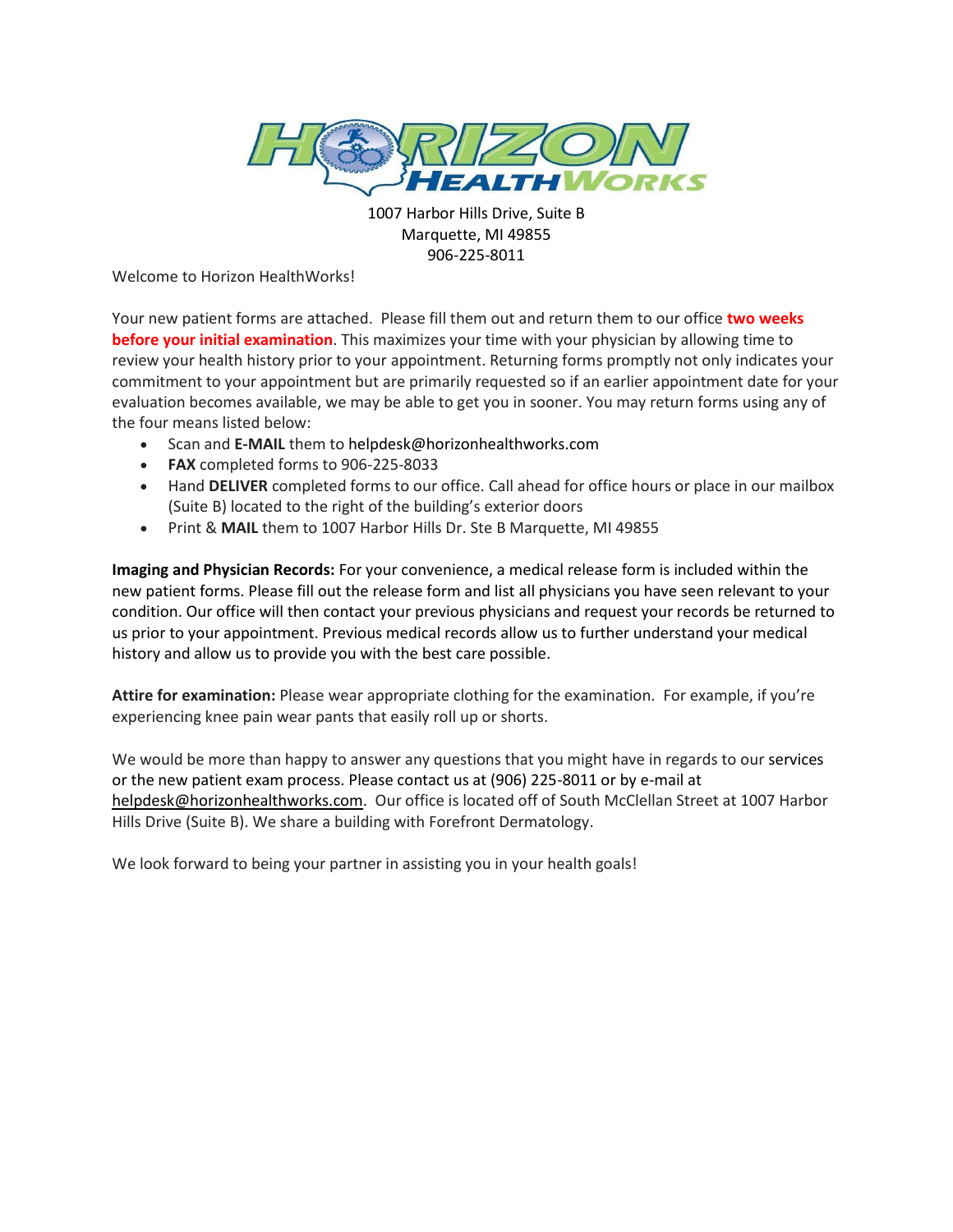# HORIZON HEALTHWORKS

1007 Harbor Hills Drive, Suite B
Marquette, MI 49855
906-225-8011

Welcome to Horizon HealthWorks!

Your new patient forms are attached. Please fill them out and return them to our office **two weeks before your initial examination**. This maximizes your time with your physician by allowing time to review your health history prior to your appointment. Returning forms promptly not only indicates your commitment to your appointment but are primarily requested so if an earlier appointment date for your evaluation becomes available, we may be able to get you in sooner. You may return forms using any of the four means listed below:

- Scan and **E-MAIL** them to helpdesk@horizonhealthworks.com
- **FAX** completed forms to 906-225-8033
- Hand **DELIVER** completed forms to our office. Call ahead for office hours or place in our mailbox (Suite B) located to the right of the building's exterior doors
- Print & **MAIL** them to 1007 Harbor Hills Dr. Ste B Marquette, MI 49855

**Imaging and Physician Records:** For your convenience, a medical release form is included within the new patient forms. Please fill out the release form and list all physicians you have seen relevant to your condition. Our office will then contact your previous physicians and request your records be returned to us prior to your appointment. Previous medical records allow us to further understand your medical history and allow us to provide you with the best care possible.

**Attire for examination:** Please wear appropriate clothing for the examination. For example, if you're experiencing knee pain wear pants that easily roll up or shorts.

We would be more than happy to answer any questions that you might have in regards to our services or the new patient exam process. Please contact us at (906) 225-8011 or by e-mail at helpdesk@horizonhealthworks.com. Our office is located off of South McClellan Street at 1007 Harbor Hills Drive (Suite B). We share a building with Forefront Dermatology.

We look forward to being your partner in assisting you in your health goals!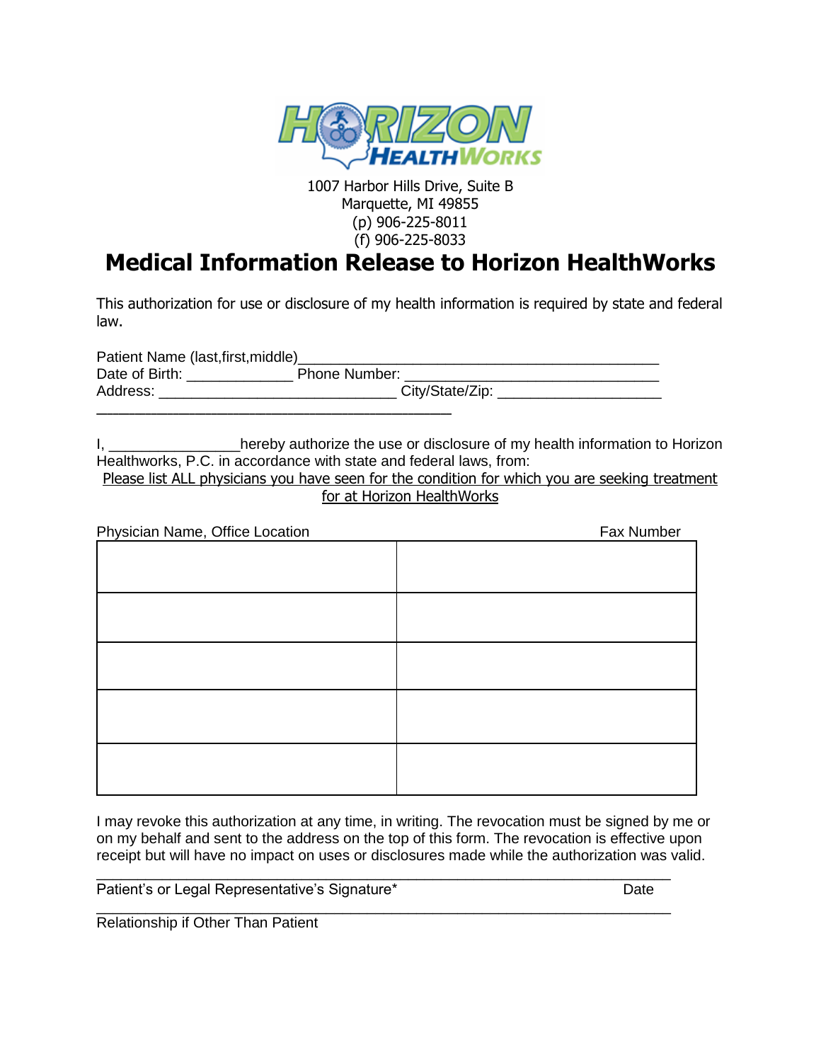1007 Harbor Hills Drive, Suite B
Marquette, MI 49855
(p) 906-225-8011
(f) 906-225-8033

# Medical Information Release to Horizon HealthWorks

This authorization for use or disclosure of my health information is required by state and federal law.

Patient Name (last,first,middle)_____________________________________________
Date of Birth: _____________ Phone Number: ________________________________
Address: ______________________________ City/State/Zip: ____________________
_____________________________________________

I, ________________hereby authorize the use or disclosure of my health information to Horizon Healthworks, P.C. in accordance with state and federal laws, from:

Please list ALL physicians you have seen for the condition for which you are seeking treatment for at Horizon HealthWorks

| Physician Name, Office Location | Fax Number |
|---|---|
| | |
| | |
| | |
| | |
| | |

I may revoke this authorization at any time, in writing. The revocation must be signed by me or on my behalf and sent to the address on the top of this form. The revocation is effective upon receipt but will have no impact on uses or disclosures made while the authorization was valid.

_________________________________________________________________________
Patient's or Legal Representative's Signature* Date

_________________________________________________________________________
Relationship if Other Than Patient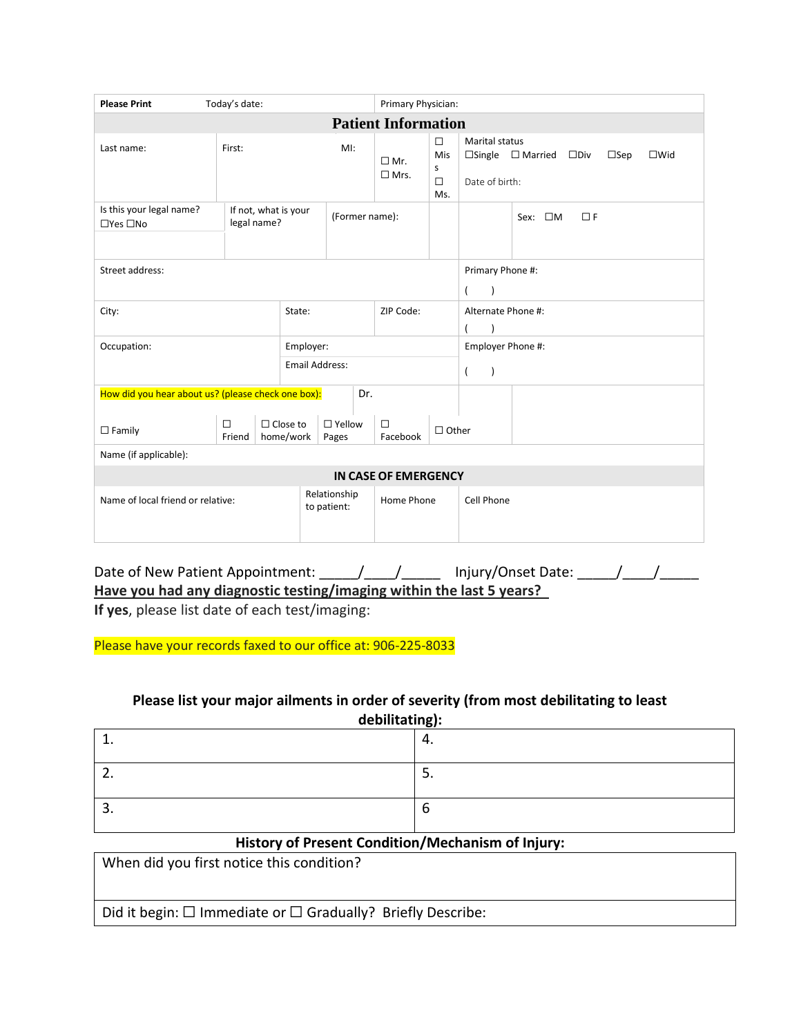| **Please Print** Today's date: | | | | Primary Physician: | | | |
|---|---|---|---|---|---|---|---|
| **Patient Information** | | | | | | | |
| Last name: | First: MI: | | ☐ Mr. ☐ Mrs. | ☐ Miss ☐ Ms. | Marital status ☐Single ☐ Married ☐Div ☐Sep ☐Wid<br>Date of birth: | | |
| Is this your legal name? ☐Yes ☐No | If not, what is your legal name? | (Former name): | | | | Sex: ☐M ☐ F | |
| Street address: | | | | | Primary Phone #: ( ) | | |
| City: | State: | | ZIP Code: | | Alternate Phone #: ( ) | | |
| Occupation: | Employer:<br>Email Address: | | | | Employer Phone #: ( ) | | |
| How did you hear about us? (please check one box): | | Dr. | | | | | |
| ☐ Family | ☐ Friend | ☐ Close to home/work | ☐ Yellow Pages | ☐ Facebook | ☐ Other | | |
| Name (if applicable): | | | | | | | |
| **IN CASE OF EMERGENCY** | | | | | | | |
| Name of local friend or relative: | Relationship to patient: | | Home Phone | | Cell Phone | | |

Date of New Patient Appointment: _____/____/_____ Injury/Onset Date: _____/____/_____

**Have you had any diagnostic testing/imaging within the last 5 years?**

**If yes**, please list date of each test/imaging:

Please have your records faxed to our office at: 906-225-8033

### Please list your major ailments in order of severity (from most debilitating to least debilitating):

| | |
|---|---|
| 1. | 4. |
| 2. | 5. |
| 3. | 6 |

### History of Present Condition/Mechanism of Injury:

| |
|---|
| When did you first notice this condition? |
| Did it begin: ☐ Immediate or ☐ Gradually? Briefly Describe: |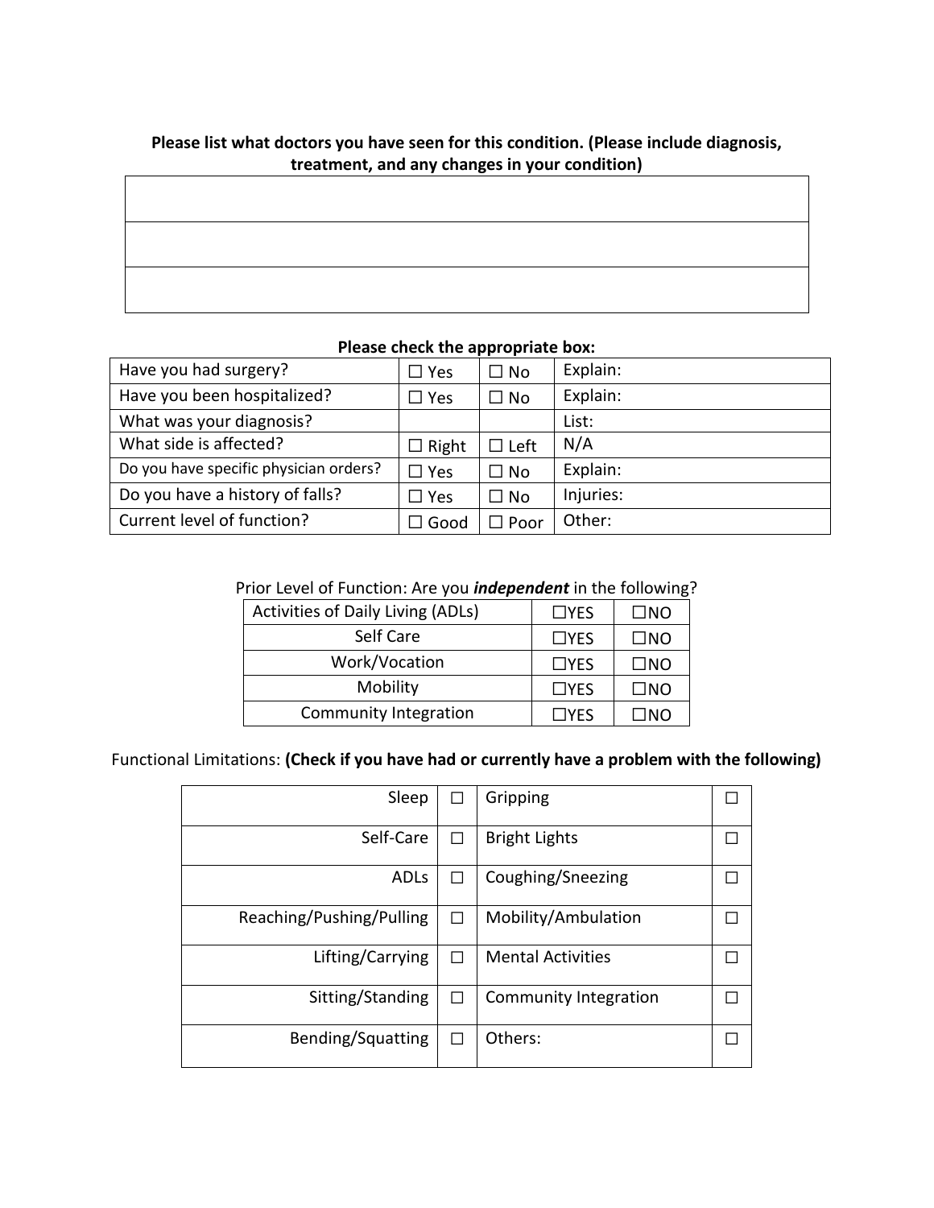**Please list what doctors you have seen for this condition. (Please include diagnosis, treatment, and any changes in your condition)**

| |
|---|
| |
| |
| |

**Please check the appropriate box:**

| | | | |
|---|---|---|---|
| Have you had surgery? | ☐ Yes | ☐ No | Explain: |
| Have you been hospitalized? | ☐ Yes | ☐ No | Explain: |
| What was your diagnosis? | | | List: |
| What side is affected? | ☐ Right | ☐ Left | N/A |
| Do you have specific physician orders? | ☐ Yes | ☐ No | Explain: |
| Do you have a history of falls? | ☐ Yes | ☐ No | Injuries: |
| Current level of function? | ☐ Good | ☐ Poor | Other: |

Prior Level of Function: Are you ***independent*** in the following?

| | | |
|---|---|---|
| Activities of Daily Living (ADLs) | ☐YES | ☐NO |
| Self Care | ☐YES | ☐NO |
| Work/Vocation | ☐YES | ☐NO |
| Mobility | ☐YES | ☐NO |
| Community Integration | ☐YES | ☐NO |

Functional Limitations: **(Check if you have had or currently have a problem with the following)**

| | | | |
|---|---|---|---|
| Sleep | ☐ | Gripping | ☐ |
| Self-Care | ☐ | Bright Lights | ☐ |
| ADLs | ☐ | Coughing/Sneezing | ☐ |
| Reaching/Pushing/Pulling | ☐ | Mobility/Ambulation | ☐ |
| Lifting/Carrying | ☐ | Mental Activities | ☐ |
| Sitting/Standing | ☐ | Community Integration | ☐ |
| Bending/Squatting | ☐ | Others: | ☐ |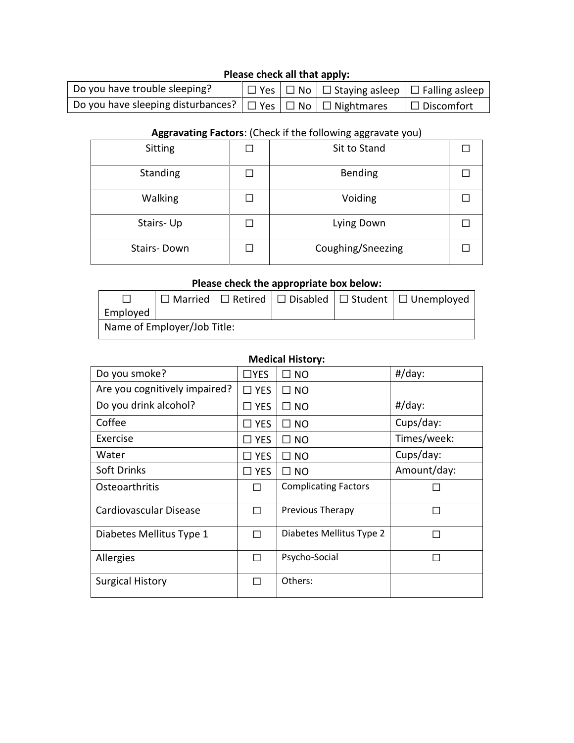**Please check all that apply:**

| Do you have trouble sleeping? | ☐ Yes | ☐ No | ☐ Staying asleep | ☐ Falling asleep |
|---|---|---|---|---|
| Do you have sleeping disturbances? | ☐ Yes | ☐ No | ☐ Nightmares | ☐ Discomfort |

**Aggravating Factors**: (Check if the following aggravate you)

| Sitting | ☐ | Sit to Stand | ☐ |
|---|---|---|---|
| Standing | ☐ | Bending | ☐ |
| Walking | ☐ | Voiding | ☐ |
| Stairs- Up | ☐ | Lying Down | ☐ |
| Stairs- Down | ☐ | Coughing/Sneezing | ☐ |

**Please check the appropriate box below:**

| ☐ Employed | ☐ Married | ☐ Retired | ☐ Disabled | ☐ Student | ☐ Unemployed |
|---|---|---|---|---|---|
| Name of Employer/Job Title: | | | | | |

**Medical History:**

| Do you smoke? | ☐YES | ☐ NO | #/day: |
|---|---|---|---|
| Are you cognitively impaired? | ☐ YES | ☐ NO | |
| Do you drink alcohol? | ☐ YES | ☐ NO | #/day: |
| Coffee | ☐ YES | ☐ NO | Cups/day: |
| Exercise | ☐ YES | ☐ NO | Times/week: |
| Water | ☐ YES | ☐ NO | Cups/day: |
| Soft Drinks | ☐ YES | ☐ NO | Amount/day: |
| Osteoarthritis | ☐ | Complicating Factors | ☐ |
| Cardiovascular Disease | ☐ | Previous Therapy | ☐ |
| Diabetes Mellitus Type 1 | ☐ | Diabetes Mellitus Type 2 | ☐ |
| Allergies | ☐ | Psycho-Social | ☐ |
| Surgical History | ☐ | Others: | |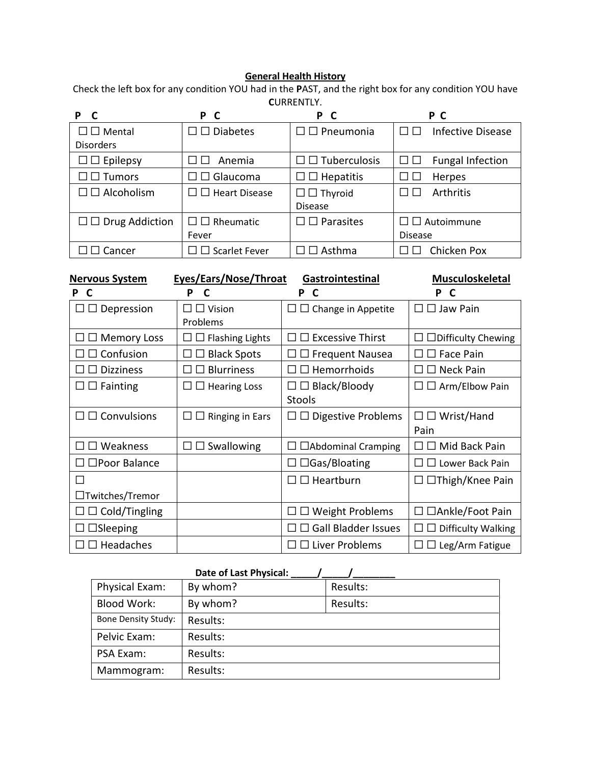**General Health History**

Check the left box for any condition YOU had in the **P**AST, and the right box for any condition YOU have **C**URRENTLY.

| P C | P C | P C | P C |
|---|---|---|---|
| ☐ ☐ Mental Disorders | ☐ ☐ Diabetes | ☐ ☐ Pneumonia | ☐ ☐ Infective Disease |
| ☐ ☐ Epilepsy | ☐ ☐ Anemia | ☐ ☐ Tuberculosis | ☐ ☐ Fungal Infection |
| ☐ ☐ Tumors | ☐ ☐ Glaucoma | ☐ ☐ Hepatitis | ☐ ☐ Herpes |
| ☐ ☐ Alcoholism | ☐ ☐ Heart Disease | ☐ ☐ Thyroid Disease | ☐ ☐ Arthritis |
| ☐ ☐ Drug Addiction | ☐ ☐ Rheumatic Fever | ☐ ☐ Parasites | ☐ ☐ Autoimmune Disease |
| ☐ ☐ Cancer | ☐ ☐ Scarlet Fever | ☐ ☐ Asthma | ☐ ☐ Chicken Pox |

| **Nervous System** P C | **Eyes/Ears/Nose/Throat** P C | **Gastrointestinal** P C | **Musculoskeletal** P C |
|---|---|---|---|
| ☐ ☐ Depression | ☐ ☐ Vision Problems | ☐ ☐ Change in Appetite | ☐ ☐ Jaw Pain |
| ☐ ☐ Memory Loss | ☐ ☐ Flashing Lights | ☐ ☐ Excessive Thirst | ☐ ☐ Difficulty Chewing |
| ☐ ☐ Confusion | ☐ ☐ Black Spots | ☐ ☐ Frequent Nausea | ☐ ☐ Face Pain |
| ☐ ☐ Dizziness | ☐ ☐ Blurriness | ☐ ☐ Hemorrhoids | ☐ ☐ Neck Pain |
| ☐ ☐ Fainting | ☐ ☐ Hearing Loss | ☐ ☐ Black/Bloody Stools | ☐ ☐ Arm/Elbow Pain |
| ☐ ☐ Convulsions | ☐ ☐ Ringing in Ears | ☐ ☐ Digestive Problems | ☐ ☐ Wrist/Hand Pain |
| ☐ ☐ Weakness | ☐ ☐ Swallowing | ☐ ☐ Abdominal Cramping | ☐ ☐ Mid Back Pain |
| ☐ ☐ Poor Balance | | ☐ ☐ Gas/Bloating | ☐ ☐ Lower Back Pain |
| ☐ ☐ Twitches/Tremor | | ☐ ☐ Heartburn | ☐ ☐ Thigh/Knee Pain |
| ☐ ☐ Cold/Tingling | | ☐ ☐ Weight Problems | ☐ ☐ Ankle/Foot Pain |
| ☐ ☐ Sleeping | | ☐ ☐ Gall Bladder Issues | ☐ ☐ Difficulty Walking |
| ☐ ☐ Headaches | | ☐ ☐ Liver Problems | ☐ ☐ Leg/Arm Fatigue |

**Date of Last Physical: _____/_____/________**

| | | |
|---|---|---|
| Physical Exam: | By whom? | Results: |
| Blood Work: | By whom? | Results: |
| Bone Density Study: | Results: | |
| Pelvic Exam: | Results: | |
| PSA Exam: | Results: | |
| Mammogram: | Results: | |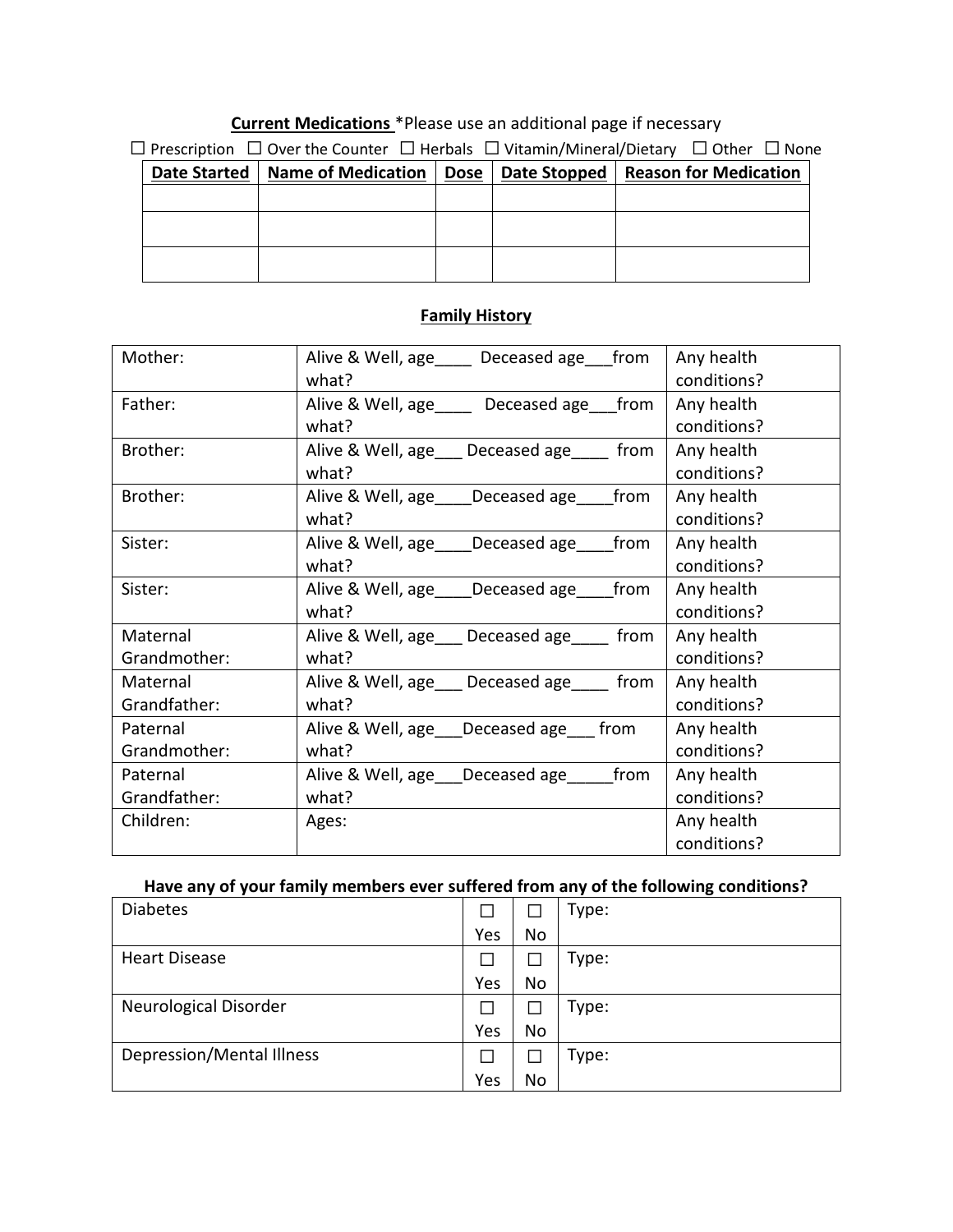**Current Medications** *Please use an additional page if necessary

☐ Prescription ☐ Over the Counter ☐ Herbals ☐ Vitamin/Mineral/Dietary ☐ Other ☐ None

| Date Started | Name of Medication | Dose | Date Stopped | Reason for Medication |
|---|---|---|---|---|
| | | | | |
| | | | | |
| | | | | |

**Family History**

| | | |
|---|---|---|
| Mother: | Alive & Well, age____ Deceased age___from what? | Any health conditions? |
| Father: | Alive & Well, age____ Deceased age___from what? | Any health conditions? |
| Brother: | Alive & Well, age___ Deceased age____ from what? | Any health conditions? |
| Brother: | Alive & Well, age____Deceased age____from what? | Any health conditions? |
| Sister: | Alive & Well, age____Deceased age____from what? | Any health conditions? |
| Sister: | Alive & Well, age____Deceased age____from what? | Any health conditions? |
| Maternal Grandmother: | Alive & Well, age___ Deceased age____ from what? | Any health conditions? |
| Maternal Grandfather: | Alive & Well, age___ Deceased age____ from what? | Any health conditions? |
| Paternal Grandmother: | Alive & Well, age___Deceased age___ from what? | Any health conditions? |
| Paternal Grandfather: | Alive & Well, age___Deceased age_____from what? | Any health conditions? |
| Children: | Ages: | Any health conditions? |

**Have any of your family members ever suffered from any of the following conditions?**

| | | | |
|---|---|---|---|
| Diabetes | ☐ Yes | ☐ No | Type: |
| Heart Disease | ☐ Yes | ☐ No | Type: |
| Neurological Disorder | ☐ Yes | ☐ No | Type: |
| Depression/Mental Illness | ☐ Yes | ☐ No | Type: |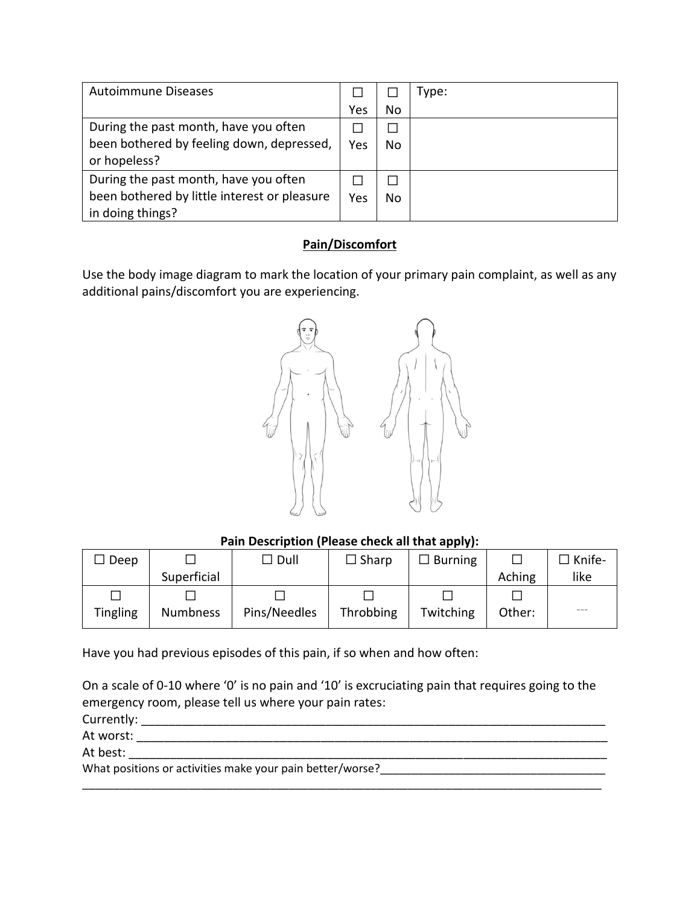| Autoimmune Diseases | ☐ Yes | ☐ No | Type: |
| --- | --- | --- | --- |
| During the past month, have you often been bothered by feeling down, depressed, or hopeless? | ☐ Yes | ☐ No | |
| During the past month, have you often been bothered by little interest or pleasure in doing things? | ☐ Yes | ☐ No | |

## Pain/Discomfort

Use the body image diagram to mark the location of your primary pain complaint, as well as any additional pains/discomfort you are experiencing.

**Pain Description (Please check all that apply):**

| ☐ Deep | ☐ Superficial | ☐ Dull | ☐ Sharp | ☐ Burning | ☐ Aching | ☐ Knife-like |
| --- | --- | --- | --- | --- | --- | --- |
| ☐ Tingling | ☐ Numbness | ☐ Pins/Needles | ☐ Throbbing | ☐ Twitching | ☐ Other: | --- |

Have you had previous episodes of this pain, if so when and how often:

On a scale of 0-10 where '0' is no pain and '10' is excruciating pain that requires going to the emergency room, please tell us where your pain rates:

Currently: ______________________________________________________________________

At worst: ______________________________________________________________________

At best: ________________________________________________________________________

What positions or activities make your pain better/worse?___________________________________

_____________________________________________________________________________________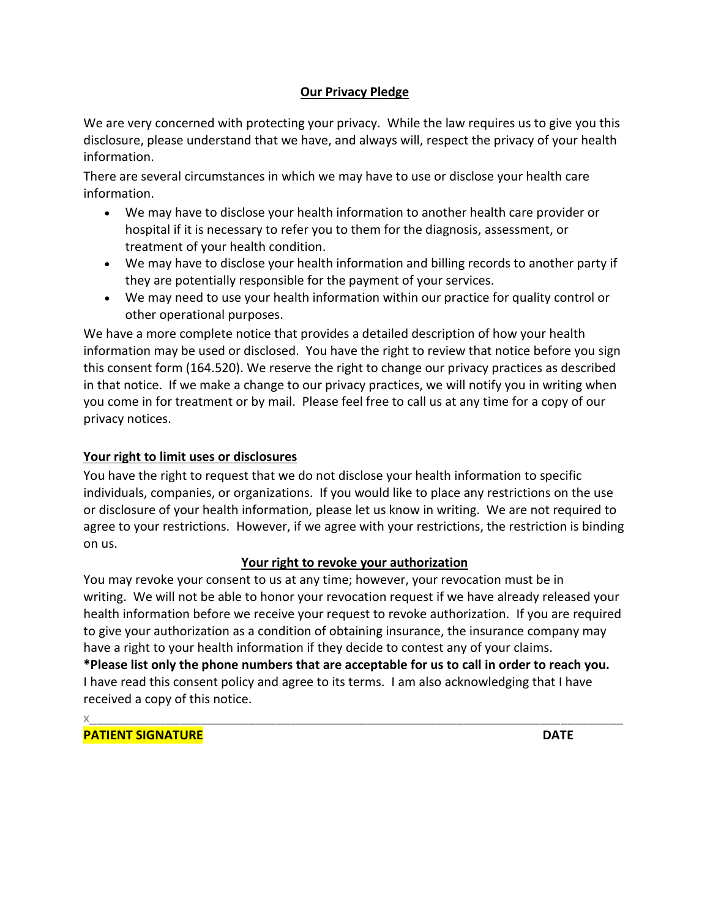## Our Privacy Pledge

We are very concerned with protecting your privacy. While the law requires us to give you this disclosure, please understand that we have, and always will, respect the privacy of your health information.

There are several circumstances in which we may have to use or disclose your health care information.

- We may have to disclose your health information to another health care provider or hospital if it is necessary to refer you to them for the diagnosis, assessment, or treatment of your health condition.
- We may have to disclose your health information and billing records to another party if they are potentially responsible for the payment of your services.
- We may need to use your health information within our practice for quality control or other operational purposes.

We have a more complete notice that provides a detailed description of how your health information may be used or disclosed. You have the right to review that notice before you sign this consent form (164.520). We reserve the right to change our privacy practices as described in that notice. If we make a change to our privacy practices, we will notify you in writing when you come in for treatment or by mail. Please feel free to call us at any time for a copy of our privacy notices.

### Your right to limit uses or disclosures

You have the right to request that we do not disclose your health information to specific individuals, companies, or organizations. If you would like to place any restrictions on the use or disclosure of your health information, please let us know in writing. We are not required to agree to your restrictions. However, if we agree with your restrictions, the restriction is binding on us.

### Your right to revoke your authorization

You may revoke your consent to us at any time; however, your revocation must be in writing. We will not be able to honor your revocation request if we have already released your health information before we receive your request to revoke authorization. If you are required to give your authorization as a condition of obtaining insurance, the insurance company may have a right to your health information if they decide to contest any of your claims.

**\*Please list only the phone numbers that are acceptable for us to call in order to reach you.**

I have read this consent policy and agree to its terms. I am also acknowledging that I have received a copy of this notice.

X______________________________________________________________________________

**PATIENT SIGNATURE** **DATE**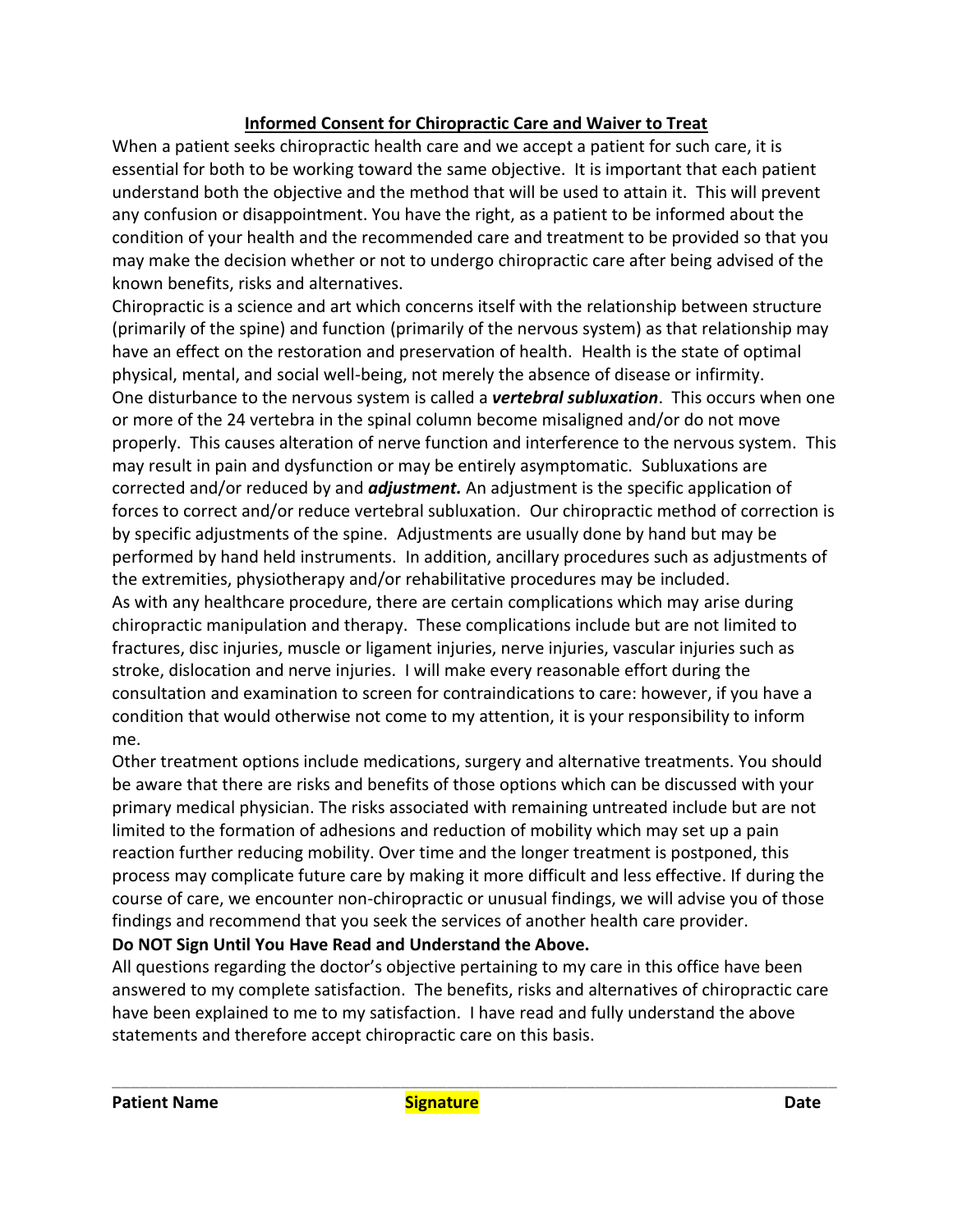## Informed Consent for Chiropractic Care and Waiver to Treat

When a patient seeks chiropractic health care and we accept a patient for such care, it is essential for both to be working toward the same objective. It is important that each patient understand both the objective and the method that will be used to attain it. This will prevent any confusion or disappointment. You have the right, as a patient to be informed about the condition of your health and the recommended care and treatment to be provided so that you may make the decision whether or not to undergo chiropractic care after being advised of the known benefits, risks and alternatives.

Chiropractic is a science and art which concerns itself with the relationship between structure (primarily of the spine) and function (primarily of the nervous system) as that relationship may have an effect on the restoration and preservation of health. Health is the state of optimal physical, mental, and social well-being, not merely the absence of disease or infirmity.

One disturbance to the nervous system is called a ***vertebral subluxation***. This occurs when one or more of the 24 vertebra in the spinal column become misaligned and/or do not move properly. This causes alteration of nerve function and interference to the nervous system. This may result in pain and dysfunction or may be entirely asymptomatic. Subluxations are corrected and/or reduced by and ***adjustment.*** An adjustment is the specific application of forces to correct and/or reduce vertebral subluxation. Our chiropractic method of correction is by specific adjustments of the spine. Adjustments are usually done by hand but may be performed by hand held instruments. In addition, ancillary procedures such as adjustments of the extremities, physiotherapy and/or rehabilitative procedures may be included.

As with any healthcare procedure, there are certain complications which may arise during chiropractic manipulation and therapy. These complications include but are not limited to fractures, disc injuries, muscle or ligament injuries, nerve injuries, vascular injuries such as stroke, dislocation and nerve injuries. I will make every reasonable effort during the consultation and examination to screen for contraindications to care: however, if you have a condition that would otherwise not come to my attention, it is your responsibility to inform me.

Other treatment options include medications, surgery and alternative treatments. You should be aware that there are risks and benefits of those options which can be discussed with your primary medical physician. The risks associated with remaining untreated include but are not limited to the formation of adhesions and reduction of mobility which may set up a pain reaction further reducing mobility. Over time and the longer treatment is postponed, this process may complicate future care by making it more difficult and less effective. If during the course of care, we encounter non-chiropractic or unusual findings, we will advise you of those findings and recommend that you seek the services of another health care provider.

**Do NOT Sign Until You Have Read and Understand the Above.**

All questions regarding the doctor's objective pertaining to my care in this office have been answered to my complete satisfaction. The benefits, risks and alternatives of chiropractic care have been explained to me to my satisfaction. I have read and fully understand the above statements and therefore accept chiropractic care on this basis.

______________________________________________________________________________

**Patient Name** **Signature** **Date**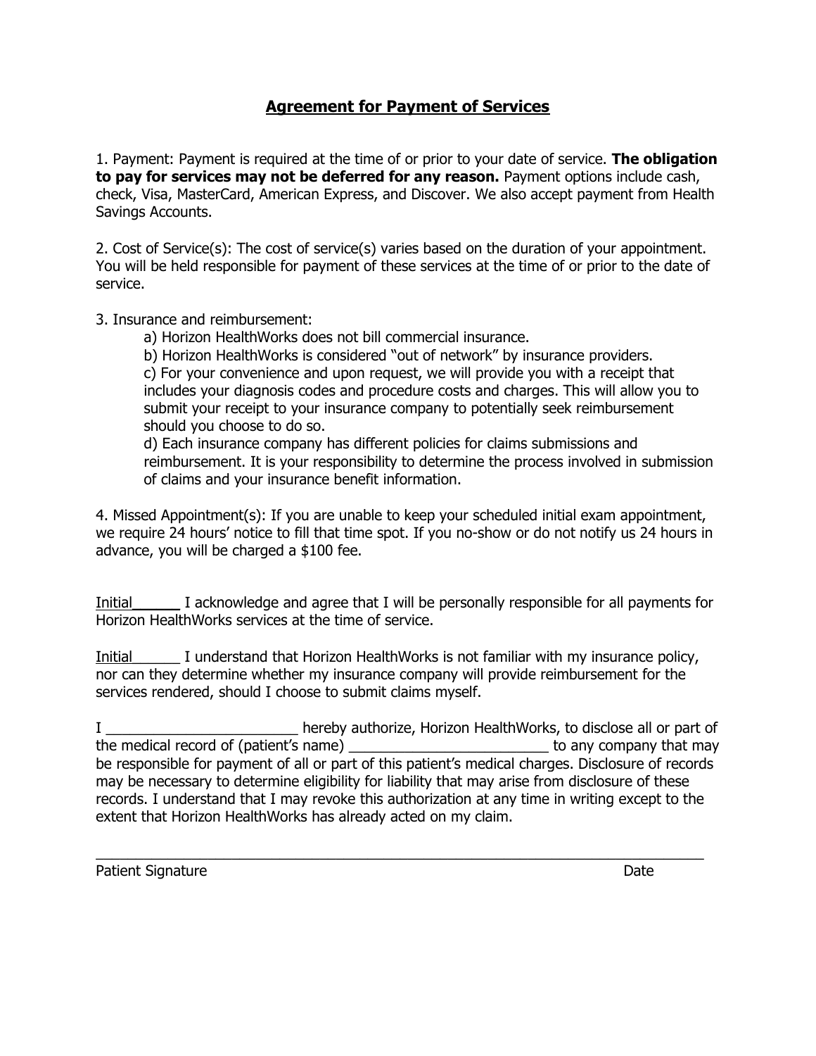## Agreement for Payment of Services

1. Payment: Payment is required at the time of or prior to your date of service. **The obligation to pay for services may not be deferred for any reason.** Payment options include cash, check, Visa, MasterCard, American Express, and Discover. We also accept payment from Health Savings Accounts.

2. Cost of Service(s): The cost of service(s) varies based on the duration of your appointment. You will be held responsible for payment of these services at the time of or prior to the date of service.

3. Insurance and reimbursement:

   a) Horizon HealthWorks does not bill commercial insurance.

   b) Horizon HealthWorks is considered "out of network" by insurance providers.

   c) For your convenience and upon request, we will provide you with a receipt that includes your diagnosis codes and procedure costs and charges. This will allow you to submit your receipt to your insurance company to potentially seek reimbursement should you choose to do so.

   d) Each insurance company has different policies for claims submissions and reimbursement. It is your responsibility to determine the process involved in submission of claims and your insurance benefit information.

4. Missed Appointment(s): If you are unable to keep your scheduled initial exam appointment, we require 24 hours' notice to fill that time spot. If you no-show or do not notify us 24 hours in advance, you will be charged a $100 fee.

Initial______ I acknowledge and agree that I will be personally responsible for all payments for Horizon HealthWorks services at the time of service.

Initial______ I understand that Horizon HealthWorks is not familiar with my insurance policy, nor can they determine whether my insurance company will provide reimbursement for the services rendered, should I choose to submit claims myself.

I ________________________ hereby authorize, Horizon HealthWorks, to disclose all or part of the medical record of (patient's name) _________________________ to any company that may be responsible for payment of all or part of this patient's medical charges. Disclosure of records may be necessary to determine eligibility for liability that may arise from disclosure of these records. I understand that I may revoke this authorization at any time in writing except to the extent that Horizon HealthWorks has already acted on my claim.

______________________________________________________________________________

Patient Signature Date